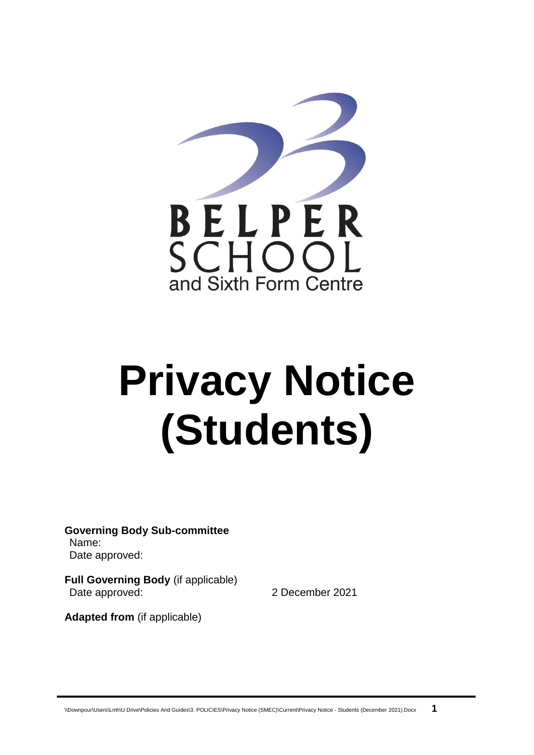BELPER SCHOOL
and Sixth Form Centre

# Privacy Notice (Students)

**Governing Body Sub-committee**
Name:
Date approved:

**Full Governing Body** (if applicable)
Date approved: 2 December 2021

**Adapted from** (if applicable)

\\Downpour\Users\Lmh\U Drive\Policies And Guides\3. POLICIES\Privacy Notice (SMEC)\Current\Privacy Notice - Students (December 2021).Docx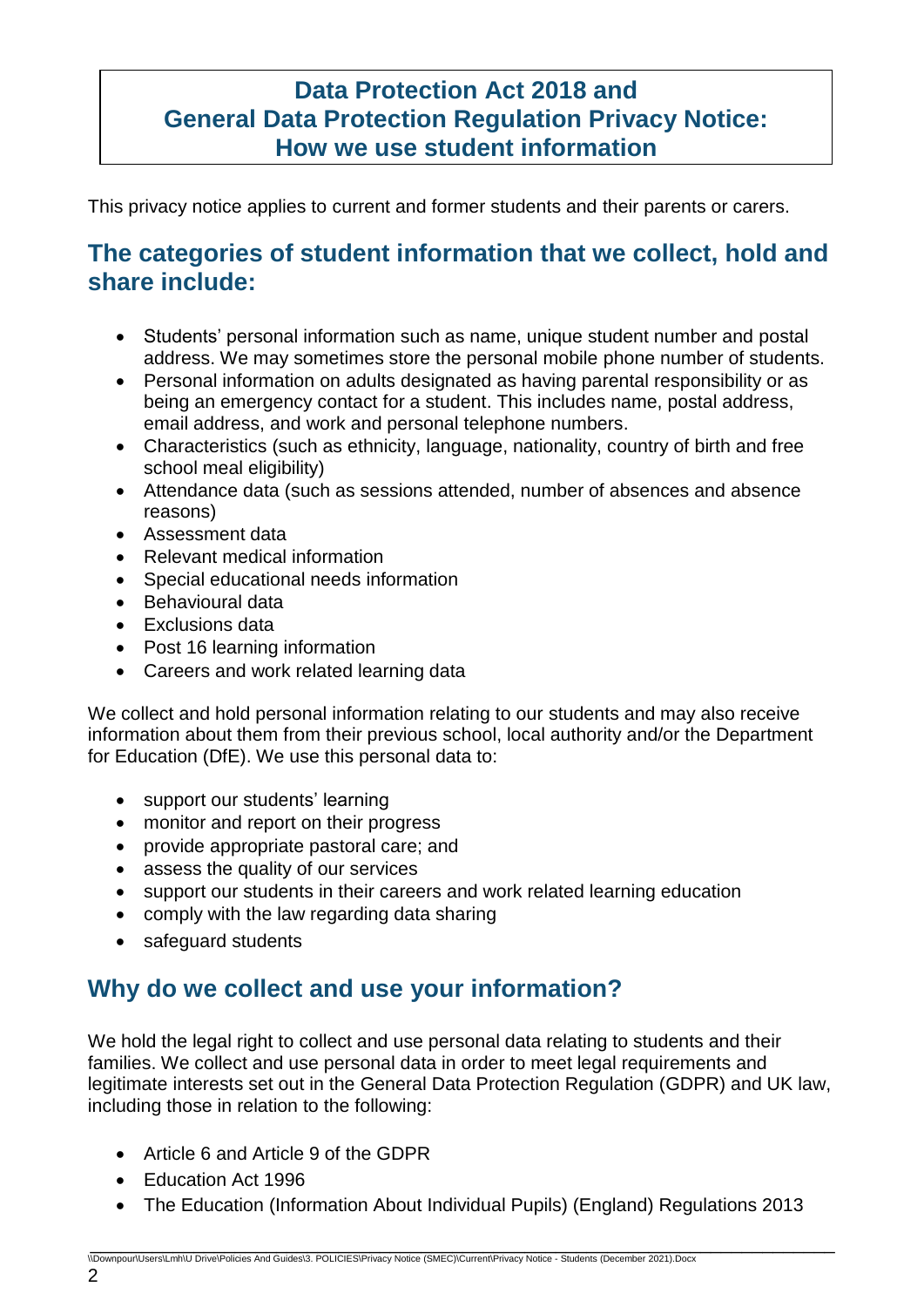# Data Protection Act 2018 and General Data Protection Regulation Privacy Notice: How we use student information

This privacy notice applies to current and former students and their parents or carers.

## The categories of student information that we collect, hold and share include:

- Students' personal information such as name, unique student number and postal address. We may sometimes store the personal mobile phone number of students.
- Personal information on adults designated as having parental responsibility or as being an emergency contact for a student. This includes name, postal address, email address, and work and personal telephone numbers.
- Characteristics (such as ethnicity, language, nationality, country of birth and free school meal eligibility)
- Attendance data (such as sessions attended, number of absences and absence reasons)
- Assessment data
- Relevant medical information
- Special educational needs information
- Behavioural data
- Exclusions data
- Post 16 learning information
- Careers and work related learning data

We collect and hold personal information relating to our students and may also receive information about them from their previous school, local authority and/or the Department for Education (DfE). We use this personal data to:

- support our students' learning
- monitor and report on their progress
- provide appropriate pastoral care; and
- assess the quality of our services
- support our students in their careers and work related learning education
- comply with the law regarding data sharing
- safeguard students

## Why do we collect and use your information?

We hold the legal right to collect and use personal data relating to students and their families. We collect and use personal data in order to meet legal requirements and legitimate interests set out in the General Data Protection Regulation (GDPR) and UK law, including those in relation to the following:

- Article 6 and Article 9 of the GDPR
- Education Act 1996
- The Education (Information About Individual Pupils) (England) Regulations 2013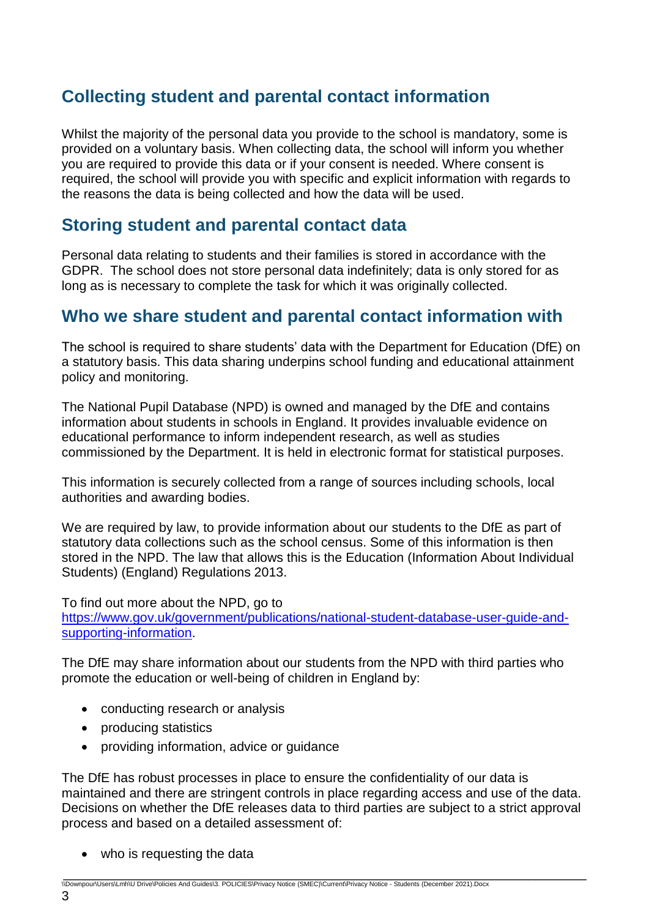## Collecting student and parental contact information

Whilst the majority of the personal data you provide to the school is mandatory, some is provided on a voluntary basis. When collecting data, the school will inform you whether you are required to provide this data or if your consent is needed. Where consent is required, the school will provide you with specific and explicit information with regards to the reasons the data is being collected and how the data will be used.

## Storing student and parental contact data

Personal data relating to students and their families is stored in accordance with the GDPR. The school does not store personal data indefinitely; data is only stored for as long as is necessary to complete the task for which it was originally collected.

## Who we share student and parental contact information with

The school is required to share students' data with the Department for Education (DfE) on a statutory basis. This data sharing underpins school funding and educational attainment policy and monitoring.

The National Pupil Database (NPD) is owned and managed by the DfE and contains information about students in schools in England. It provides invaluable evidence on educational performance to inform independent research, as well as studies commissioned by the Department. It is held in electronic format for statistical purposes.

This information is securely collected from a range of sources including schools, local authorities and awarding bodies.

We are required by law, to provide information about our students to the DfE as part of statutory data collections such as the school census. Some of this information is then stored in the NPD. The law that allows this is the Education (Information About Individual Students) (England) Regulations 2013.

To find out more about the NPD, go to [https://www.gov.uk/government/publications/national-student-database-user-guide-and-supporting-information](https://www.gov.uk/government/publications/national-student-database-user-guide-and-supporting-information).

The DfE may share information about our students from the NPD with third parties who promote the education or well-being of children in England by:

- conducting research or analysis
- producing statistics
- providing information, advice or guidance

The DfE has robust processes in place to ensure the confidentiality of our data is maintained and there are stringent controls in place regarding access and use of the data. Decisions on whether the DfE releases data to third parties are subject to a strict approval process and based on a detailed assessment of:

- who is requesting the data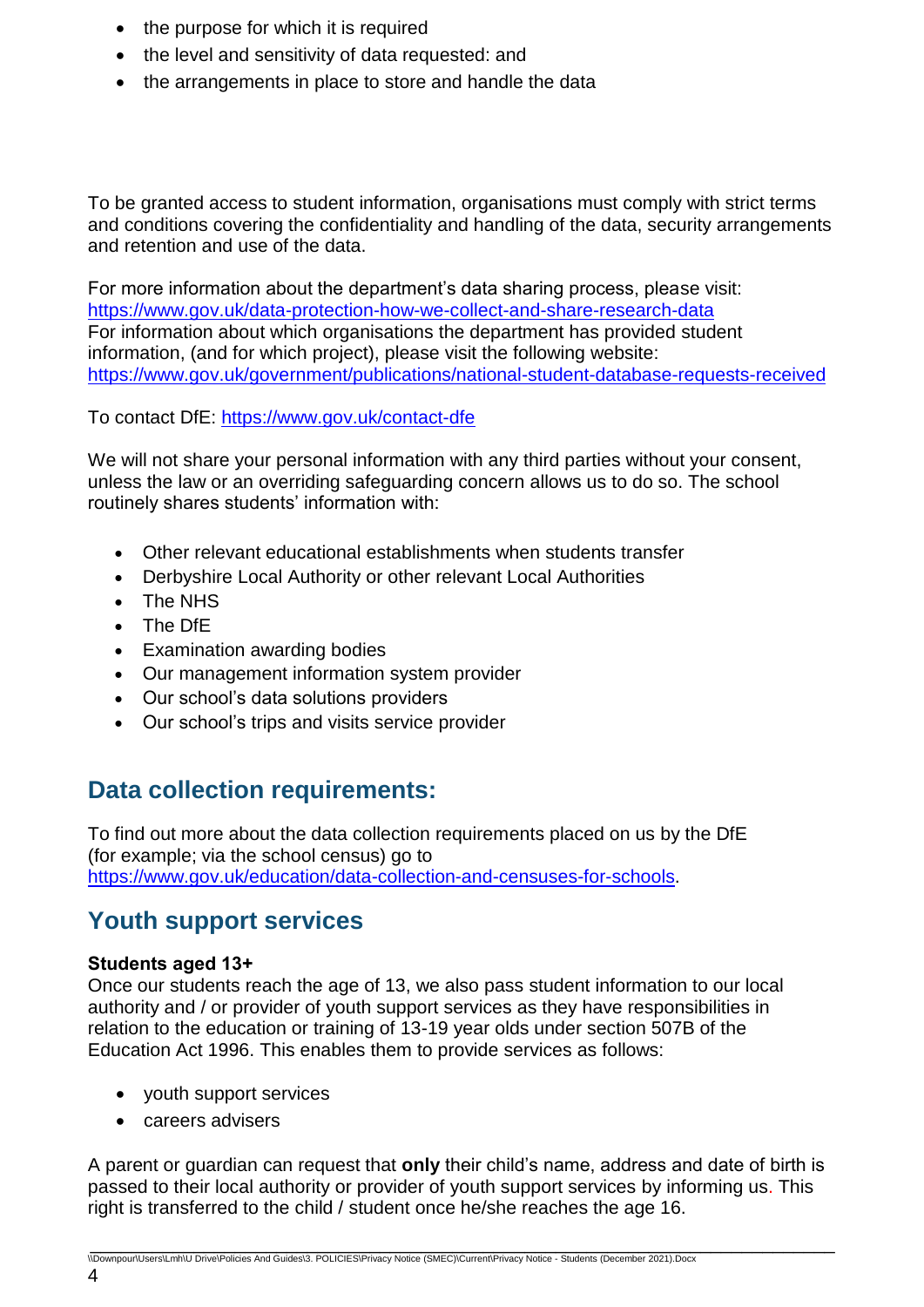- the purpose for which it is required
- the level and sensitivity of data requested: and
- the arrangements in place to store and handle the data

To be granted access to student information, organisations must comply with strict terms and conditions covering the confidentiality and handling of the data, security arrangements and retention and use of the data.

For more information about the department's data sharing process, please visit: https://www.gov.uk/data-protection-how-we-collect-and-share-research-data
For information about which organisations the department has provided student information, (and for which project), please visit the following website: https://www.gov.uk/government/publications/national-student-database-requests-received

To contact DfE: https://www.gov.uk/contact-dfe

We will not share your personal information with any third parties without your consent, unless the law or an overriding safeguarding concern allows us to do so. The school routinely shares students' information with:

- Other relevant educational establishments when students transfer
- Derbyshire Local Authority or other relevant Local Authorities
- The NHS
- The DfE
- Examination awarding bodies
- Our management information system provider
- Our school's data solutions providers
- Our school's trips and visits service provider

## Data collection requirements:

To find out more about the data collection requirements placed on us by the DfE (for example; via the school census) go to https://www.gov.uk/education/data-collection-and-censuses-for-schools.

## Youth support services

**Students aged 13+**
Once our students reach the age of 13, we also pass student information to our local authority and / or provider of youth support services as they have responsibilities in relation to the education or training of 13-19 year olds under section 507B of the Education Act 1996. This enables them to provide services as follows:

- youth support services
- careers advisers

A parent or guardian can request that **only** their child's name, address and date of birth is passed to their local authority or provider of youth support services by informing us. This right is transferred to the child / student once he/she reaches the age 16.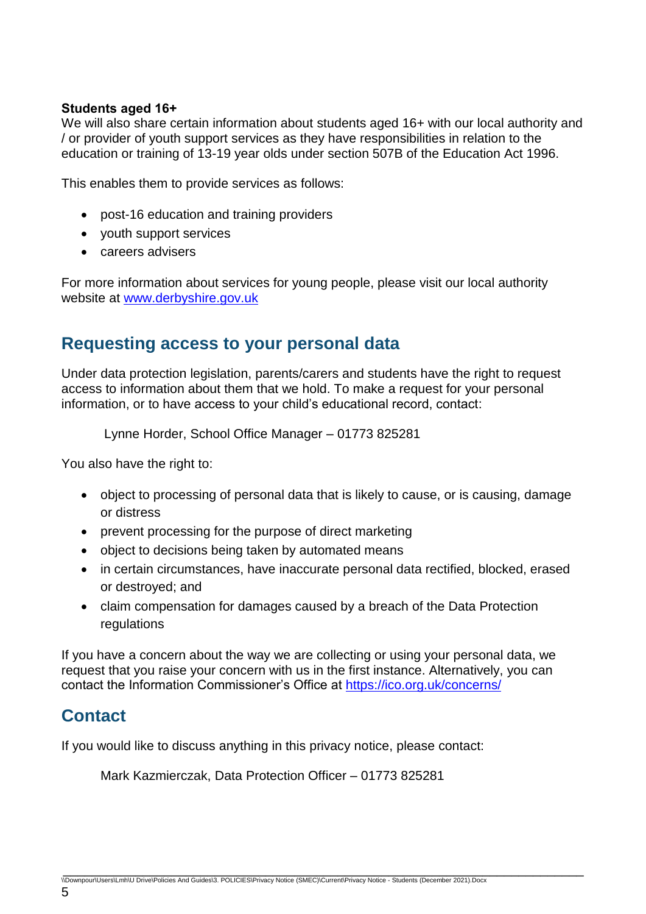**Students aged 16+**

We will also share certain information about students aged 16+ with our local authority and / or provider of youth support services as they have responsibilities in relation to the education or training of 13-19 year olds under section 507B of the Education Act 1996.

This enables them to provide services as follows:

- post-16 education and training providers
- youth support services
- careers advisers

For more information about services for young people, please visit our local authority website at [www.derbyshire.gov.uk](http://www.derbyshire.gov.uk)

## Requesting access to your personal data

Under data protection legislation, parents/carers and students have the right to request access to information about them that we hold. To make a request for your personal information, or to have access to your child's educational record, contact:

Lynne Horder, School Office Manager – 01773 825281

You also have the right to:

- object to processing of personal data that is likely to cause, or is causing, damage or distress
- prevent processing for the purpose of direct marketing
- object to decisions being taken by automated means
- in certain circumstances, have inaccurate personal data rectified, blocked, erased or destroyed; and
- claim compensation for damages caused by a breach of the Data Protection regulations

If you have a concern about the way we are collecting or using your personal data, we request that you raise your concern with us in the first instance. Alternatively, you can contact the Information Commissioner's Office at [https://ico.org.uk/concerns/](https://ico.org.uk/concerns/)

## Contact

If you would like to discuss anything in this privacy notice, please contact:

Mark Kazmierczak, Data Protection Officer – 01773 825281